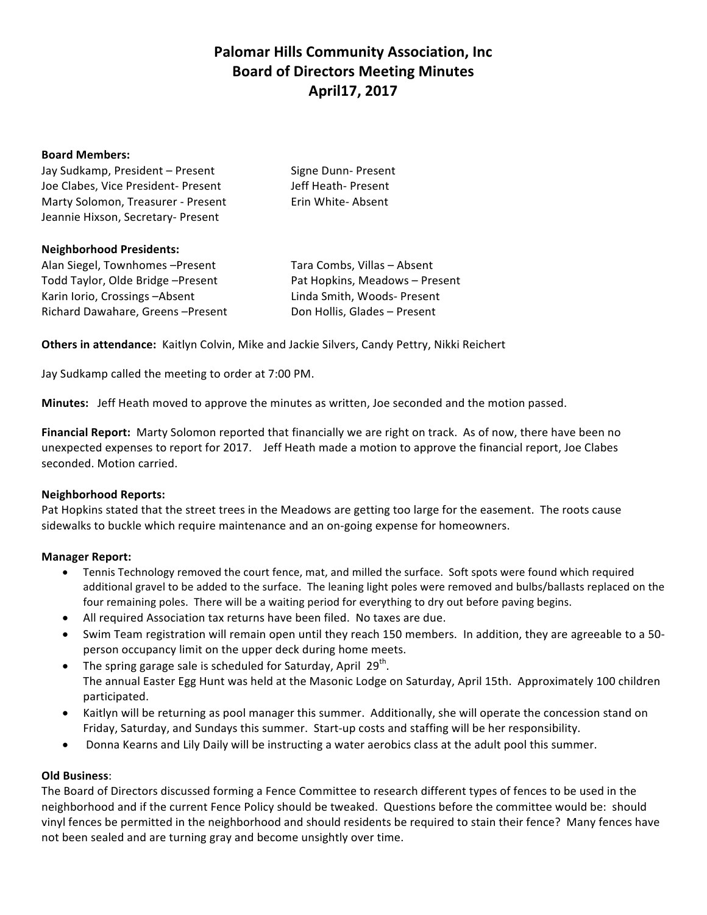# Palomar Hills Community Association, Inc
# Board of Directors Meeting Minutes
# April17, 2017

**Board Members:**

Jay Sudkamp, President – Present
Joe Clabes, Vice President- Present
Marty Solomon, Treasurer - Present
Jeannie Hixson, Secretary- Present
Signe Dunn- Present
Jeff Heath- Present
Erin White- Absent

**Neighborhood Presidents:**

Alan Siegel, Townhomes –Present
Todd Taylor, Olde Bridge –Present
Karin Iorio, Crossings –Absent
Richard Dawahare, Greens –Present
Tara Combs, Villas – Absent
Pat Hopkins, Meadows – Present
Linda Smith, Woods- Present
Don Hollis, Glades – Present

**Others in attendance:** Kaitlyn Colvin, Mike and Jackie Silvers, Candy Pettry, Nikki Reichert

Jay Sudkamp called the meeting to order at 7:00 PM.

**Minutes:** Jeff Heath moved to approve the minutes as written, Joe seconded and the motion passed.

**Financial Report:** Marty Solomon reported that financially we are right on track. As of now, there have been no unexpected expenses to report for 2017. Jeff Heath made a motion to approve the financial report, Joe Clabes seconded. Motion carried.

**Neighborhood Reports:**
Pat Hopkins stated that the street trees in the Meadows are getting too large for the easement. The roots cause sidewalks to buckle which require maintenance and an on-going expense for homeowners.

**Manager Report:**

- Tennis Technology removed the court fence, mat, and milled the surface. Soft spots were found which required additional gravel to be added to the surface. The leaning light poles were removed and bulbs/ballasts replaced on the four remaining poles. There will be a waiting period for everything to dry out before paving begins.
- All required Association tax returns have been filed. No taxes are due.
- Swim Team registration will remain open until they reach 150 members. In addition, they are agreeable to a 50-person occupancy limit on the upper deck during home meets.
- The spring garage sale is scheduled for Saturday, April 29th.
  The annual Easter Egg Hunt was held at the Masonic Lodge on Saturday, April 15th. Approximately 100 children participated.
- Kaitlyn will be returning as pool manager this summer. Additionally, she will operate the concession stand on Friday, Saturday, and Sundays this summer. Start-up costs and staffing will be her responsibility.
- Donna Kearns and Lily Daily will be instructing a water aerobics class at the adult pool this summer.

**Old Business**:
The Board of Directors discussed forming a Fence Committee to research different types of fences to be used in the neighborhood and if the current Fence Policy should be tweaked. Questions before the committee would be: should vinyl fences be permitted in the neighborhood and should residents be required to stain their fence? Many fences have not been sealed and are turning gray and become unsightly over time.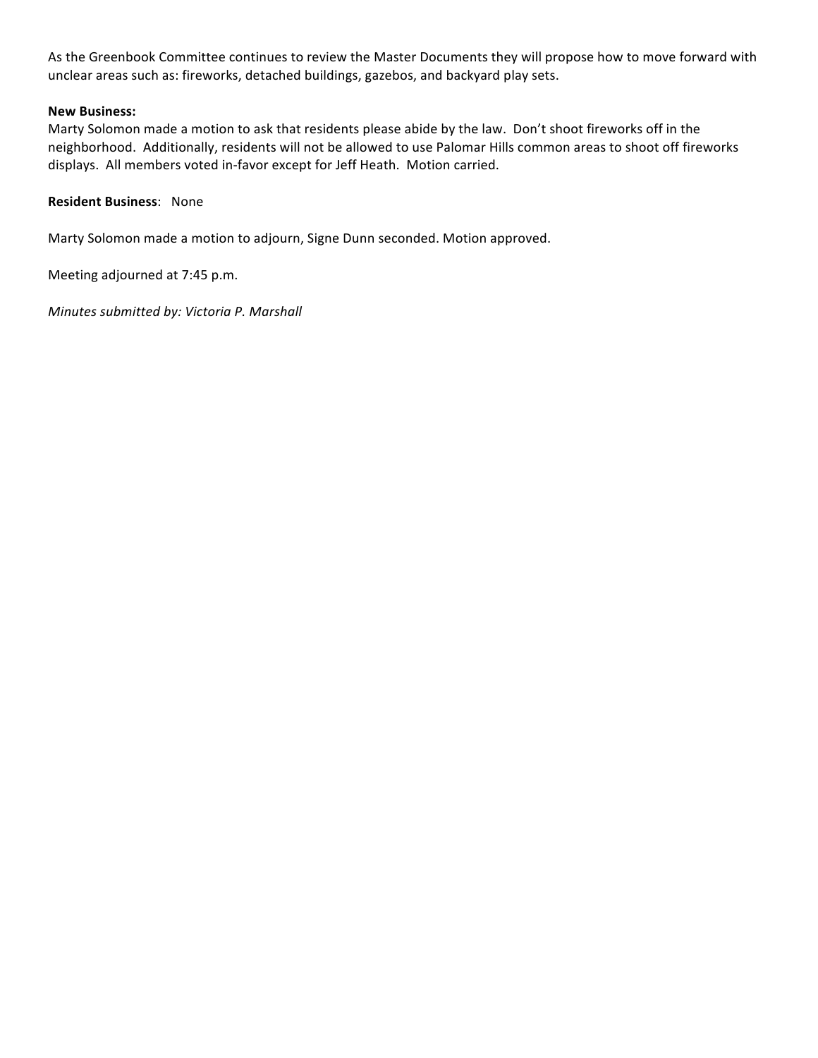As the Greenbook Committee continues to review the Master Documents they will propose how to move forward with unclear areas such as: fireworks, detached buildings, gazebos, and backyard play sets.

**New Business:**
Marty Solomon made a motion to ask that residents please abide by the law. Don't shoot fireworks off in the neighborhood. Additionally, residents will not be allowed to use Palomar Hills common areas to shoot off fireworks displays. All members voted in-favor except for Jeff Heath. Motion carried.

**Resident Business**: None

Marty Solomon made a motion to adjourn, Signe Dunn seconded. Motion approved.

Meeting adjourned at 7:45 p.m.

*Minutes submitted by: Victoria P. Marshall*